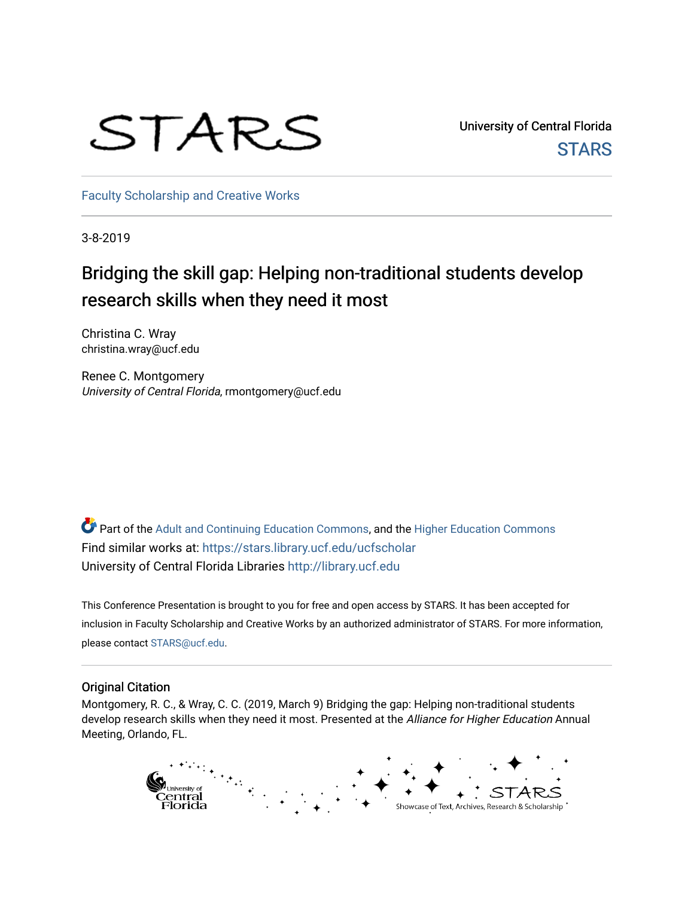STARS

University of Central Florida

STARS

Faculty Scholarship and Creative Works

3-8-2019

# Bridging the skill gap: Helping non-traditional students develop research skills when they need it most

Christina C. Wray
christina.wray@ucf.edu

Renee C. Montgomery
*University of Central Florida*, rmontgomery@ucf.edu

Part of the Adult and Continuing Education Commons, and the Higher Education Commons
Find similar works at: https://stars.library.ucf.edu/ucfscholar
University of Central Florida Libraries http://library.ucf.edu

This Conference Presentation is brought to you for free and open access by STARS. It has been accepted for inclusion in Faculty Scholarship and Creative Works by an authorized administrator of STARS. For more information, please contact STARS@ucf.edu.

## Original Citation

Montgomery, R. C., & Wray, C. C. (2019, March 9) Bridging the gap: Helping non-traditional students develop research skills when they need it most. Presented at the *Alliance for Higher Education* Annual Meeting, Orlando, FL.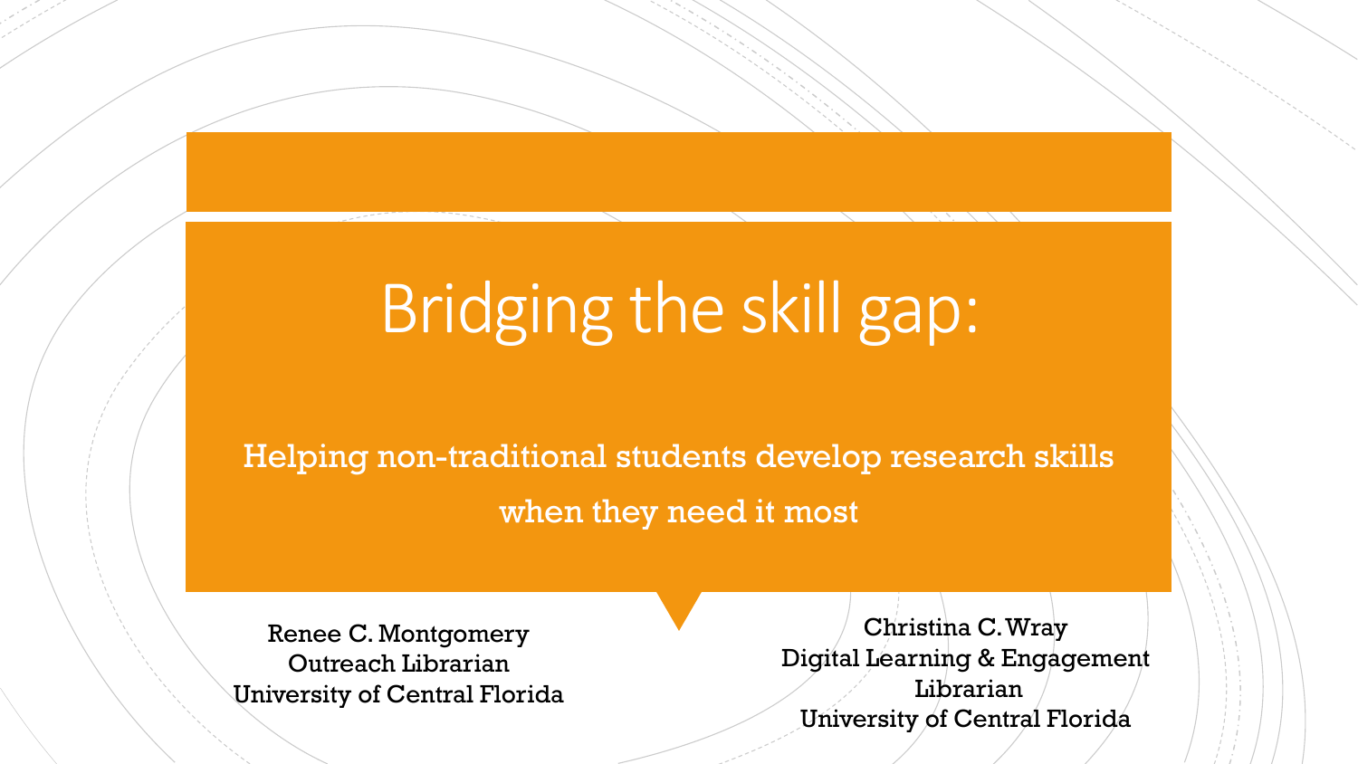# Bridging the skill gap:

## Helping non-traditional students develop research skills when they need it most

Renee C. Montgomery
Outreach Librarian
University of Central Florida

Christina C. Wray
Digital Learning & Engagement Librarian
University of Central Florida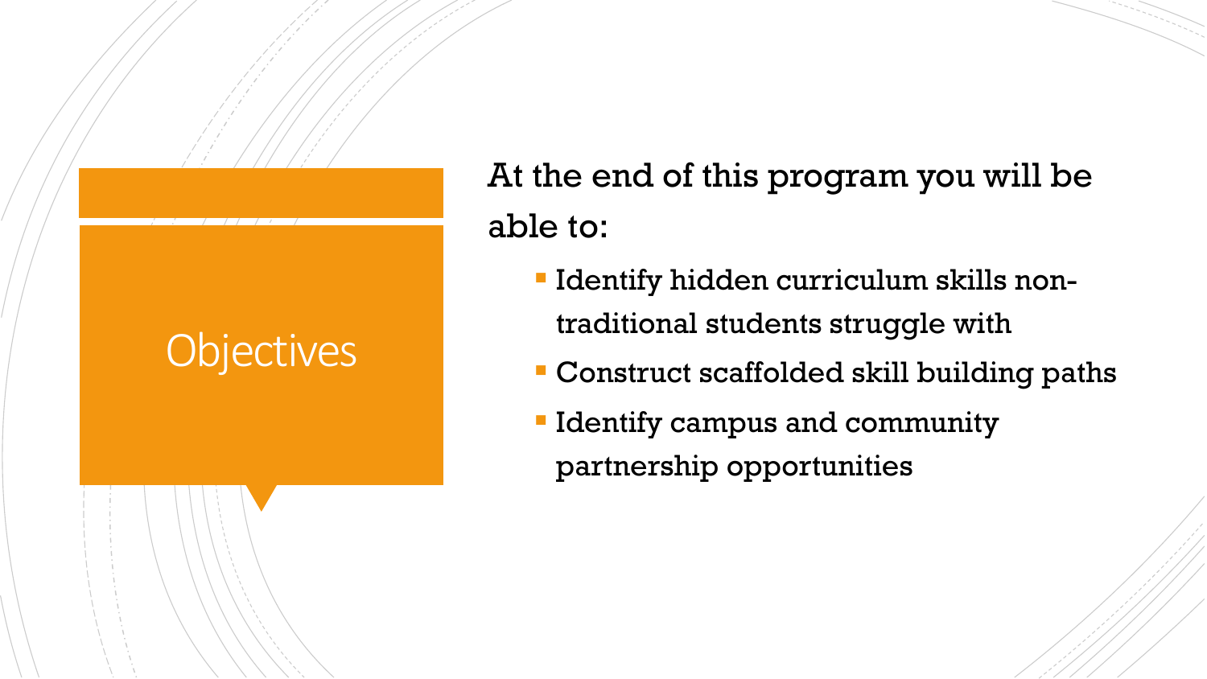# Objectives

At the end of this program you will be able to:

- Identify hidden curriculum skills non-traditional students struggle with
- Construct scaffolded skill building paths
- Identify campus and community partnership opportunities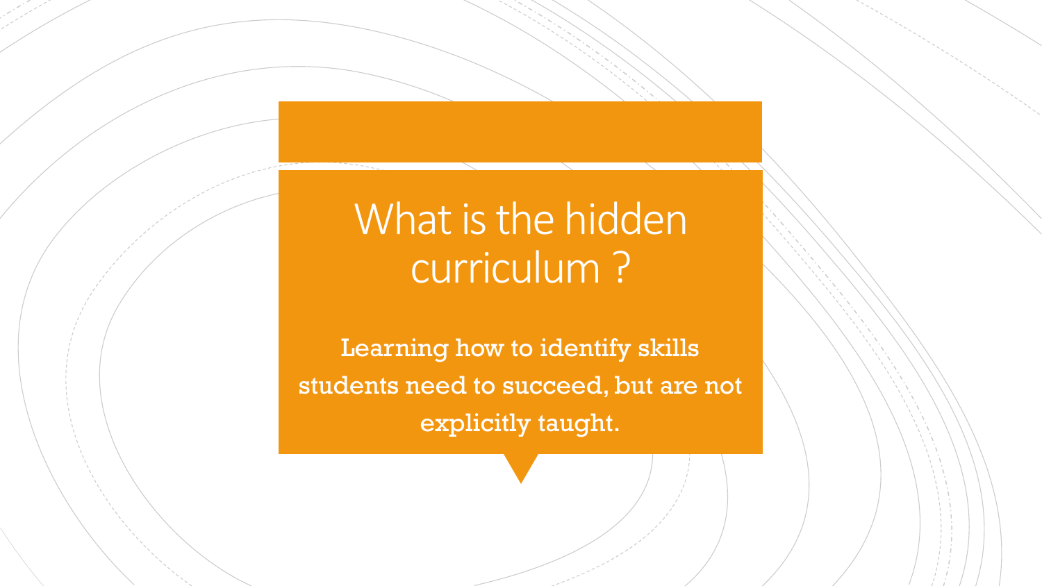# What is the hidden curriculum ?

Learning how to identify skills students need to succeed, but are not explicitly taught.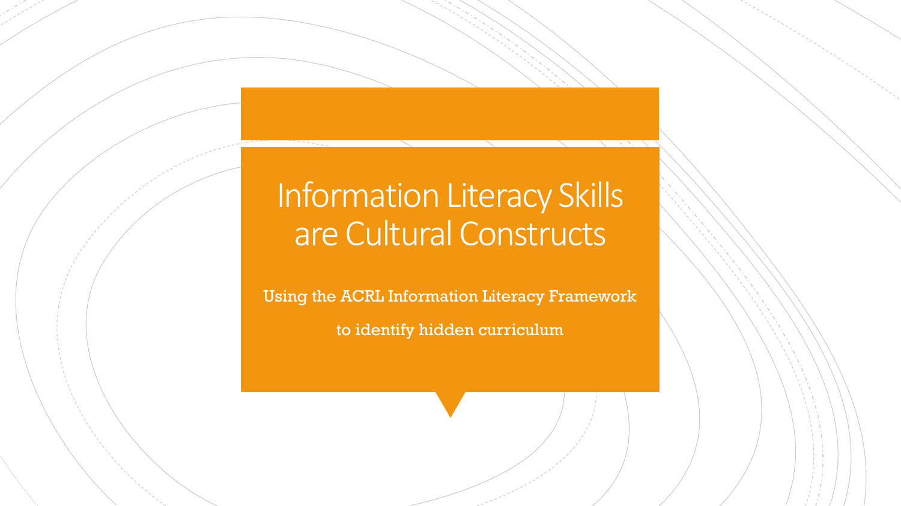# Information Literacy Skills are Cultural Constructs

Using the ACRL Information Literacy Framework

to identify hidden curriculum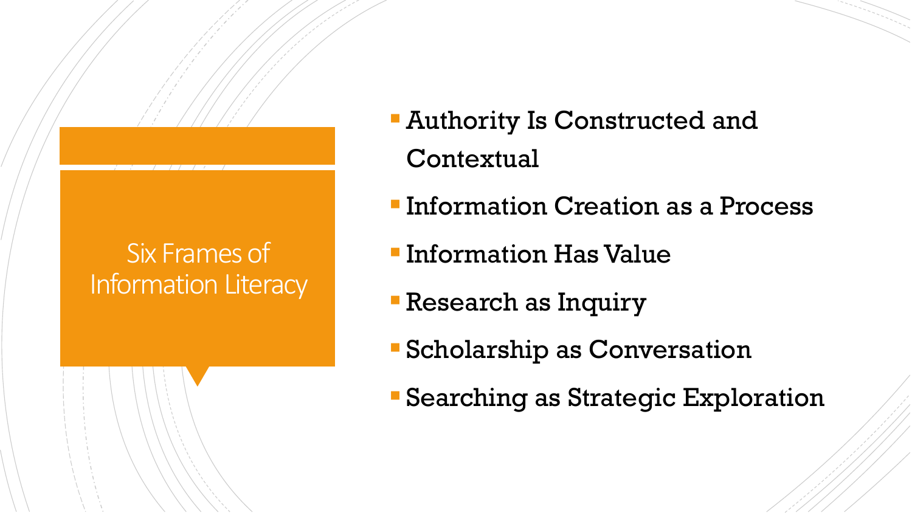# Six Frames of Information Literacy

- Authority Is Constructed and Contextual
- Information Creation as a Process
- Information Has Value
- Research as Inquiry
- Scholarship as Conversation
- Searching as Strategic Exploration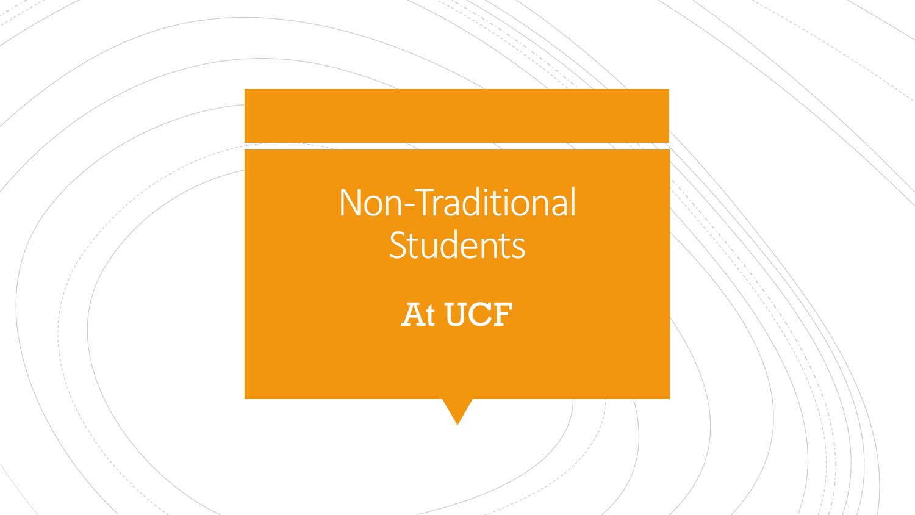# Non-Traditional Students

## At UCF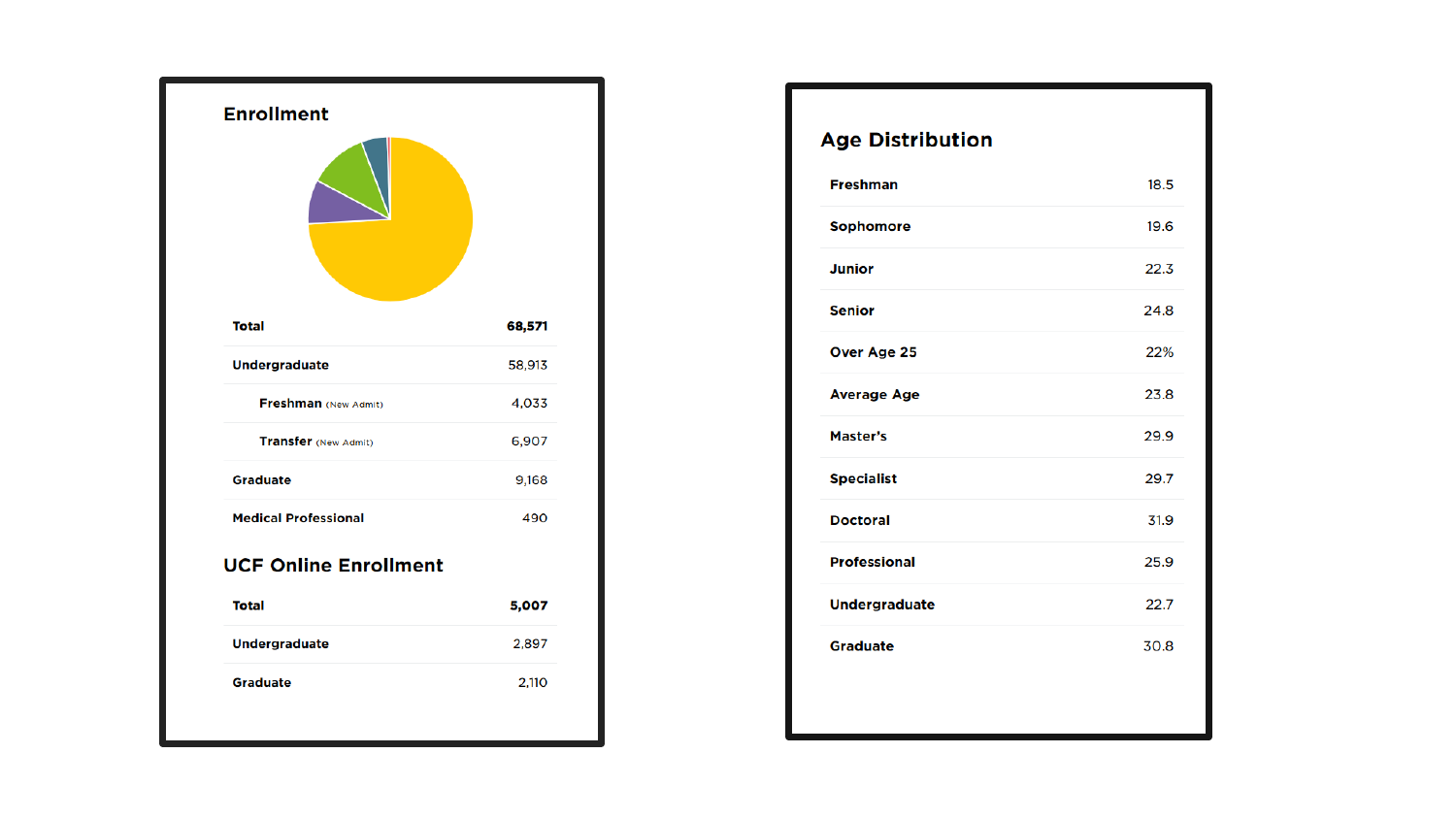## Enrollment

| | |
|---|---|
| **Total** | **68,571** |
| Undergraduate | 58,913 |
| Freshman (New Admit) | 4,033 |
| Transfer (New Admit) | 6,907 |
| Graduate | 9,168 |
| Medical Professional | 490 |

## UCF Online Enrollment

| | |
|---|---|
| **Total** | **5,007** |
| Undergraduate | 2,897 |
| Graduate | 2,110 |

## Age Distribution

| | |
|---|---|
| Freshman | 18.5 |
| Sophomore | 19.6 |
| Junior | 22.3 |
| Senior | 24.8 |
| Over Age 25 | 22% |
| Average Age | 23.8 |
| Master's | 29.9 |
| Specialist | 29.7 |
| Doctoral | 31.9 |
| Professional | 25.9 |
| Undergraduate | 22.7 |
| Graduate | 30.8 |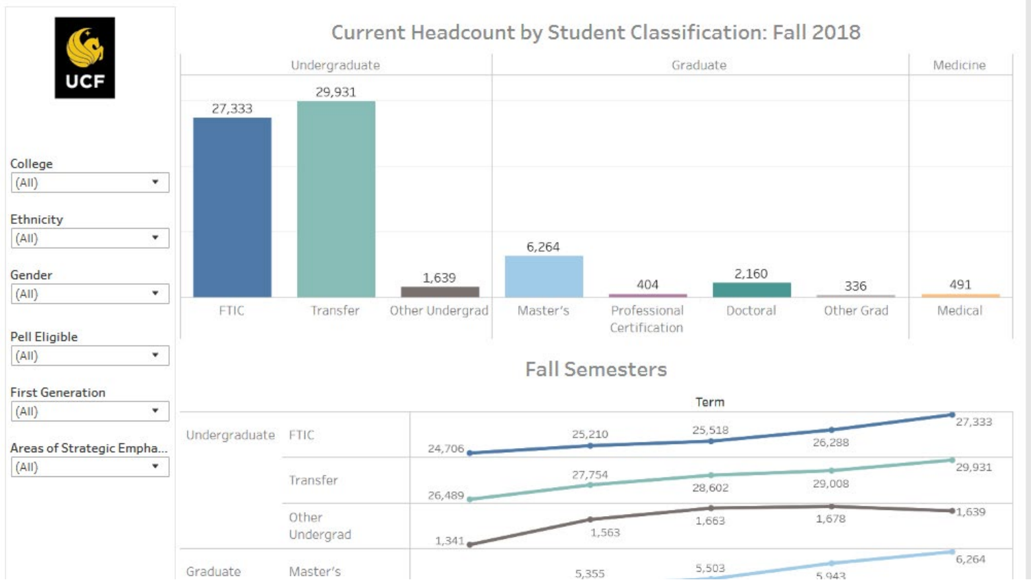**College:** (All)

**Ethnicity:** (All)

**Gender:** (All)

**Pell Eligible:** (All)

**First Generation:** (All)

**Areas of Strategic Empha...:** (All)

## Current Headcount by Student Classification: Fall 2018

| Undergraduate | | | Graduate | | | | Medicine |
|---|---|---|---|---|---|---|---|
| FTIC | Transfer | Other Undergrad | Master's | Professional Certification | Doctoral | Other Grad | Medical |
| 27,333 | 29,931 | 1,639 | 6,264 | 404 | 2,160 | 336 | 491 |

## Fall Semesters

| | | Term | | | | |
|---|---|---|---|---|---|---|
| Undergraduate | FTIC | 24,706 | 25,210 | 25,518 | 26,288 | 27,333 |
| | Transfer | 26,489 | 27,754 | 28,602 | 29,008 | 29,931 |
| | Other Undergrad | 1,341 | 1,563 | 1,663 | 1,678 | 1,639 |
| Graduate | Master's | | 5,355 | 5,503 | 5,943 | 6,264 |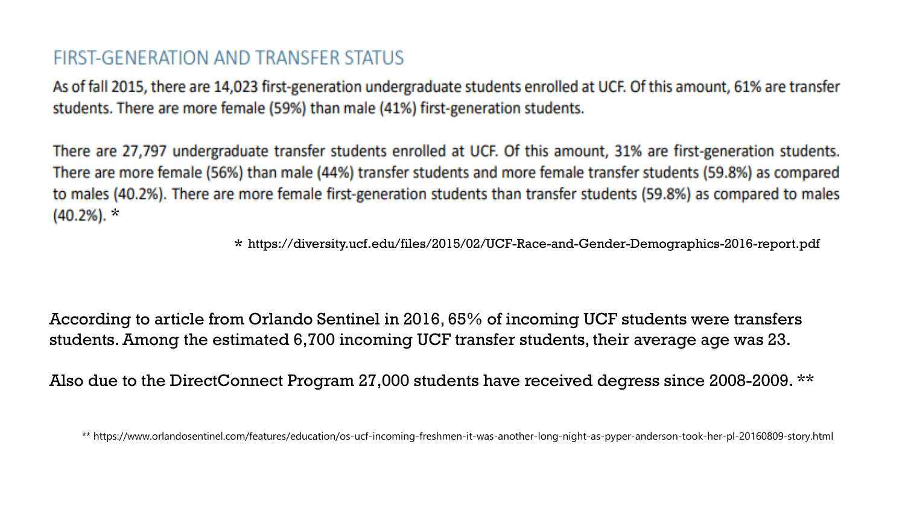## FIRST-GENERATION AND TRANSFER STATUS

As of fall 2015, there are 14,023 first-generation undergraduate students enrolled at UCF. Of this amount, 61% are transfer students. There are more female (59%) than male (41%) first-generation students.

There are 27,797 undergraduate transfer students enrolled at UCF. Of this amount, 31% are first-generation students. There are more female (56%) than male (44%) transfer students and more female transfer students (59.8%) as compared to males (40.2%). There are more female first-generation students than transfer students (59.8%) as compared to males (40.2%). *

* https://diversity.ucf.edu/files/2015/02/UCF-Race-and-Gender-Demographics-2016-report.pdf

According to article from Orlando Sentinel in 2016, 65% of incoming UCF students were transfers students. Among the estimated 6,700 incoming UCF transfer students, their average age was 23.

Also due to the DirectConnect Program 27,000 students have received degress since 2008-2009. **

** https://www.orlandosentinel.com/features/education/os-ucf-incoming-freshmen-it-was-another-long-night-as-pyper-anderson-took-her-pl-20160809-story.html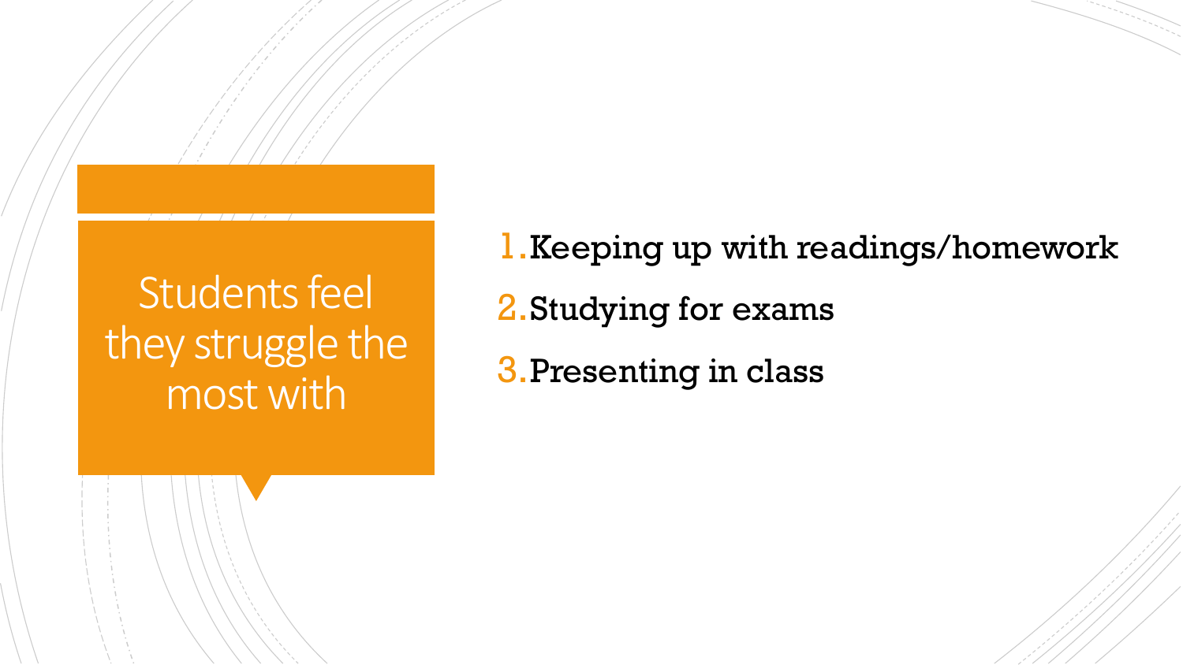## Students feel they struggle the most with

1. Keeping up with readings/homework
2. Studying for exams
3. Presenting in class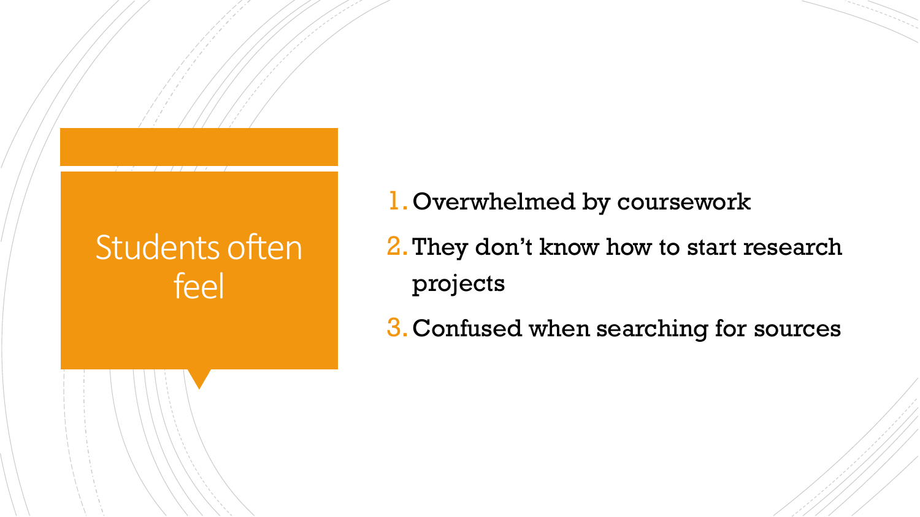## Students often feel

1. Overwhelmed by coursework
2. They don't know how to start research projects
3. Confused when searching for sources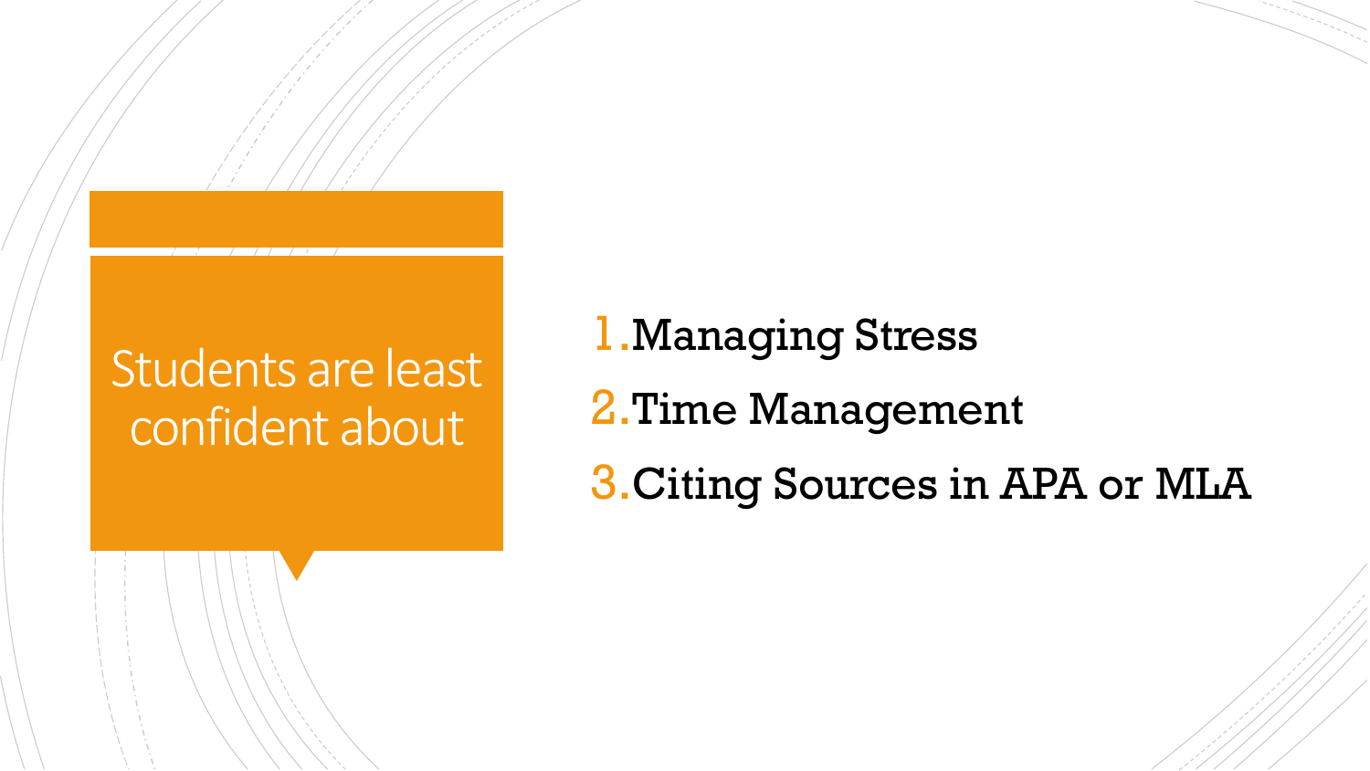# Students are least confident about

1. Managing Stress
2. Time Management
3. Citing Sources in APA or MLA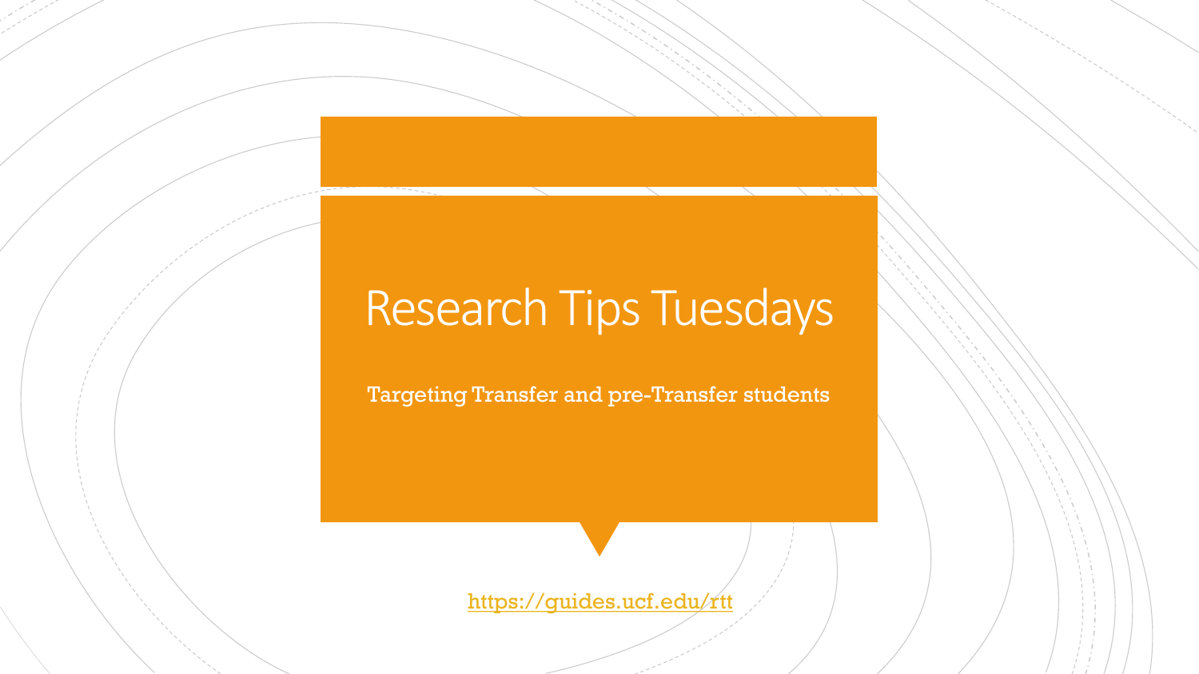# Research Tips Tuesdays

Targeting Transfer and pre-Transfer students

https://guides.ucf.edu/rtt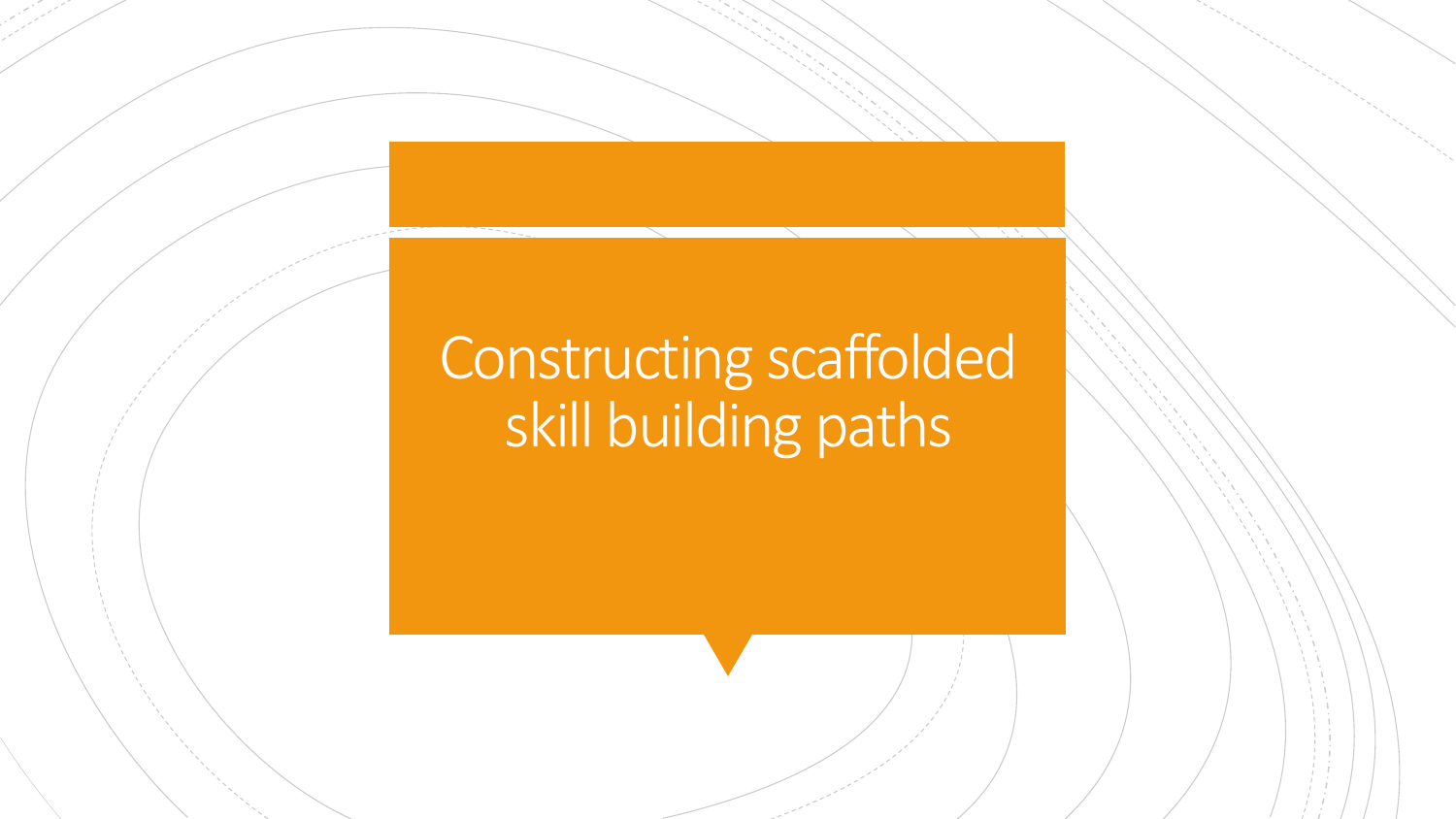# Constructing scaffolded skill building paths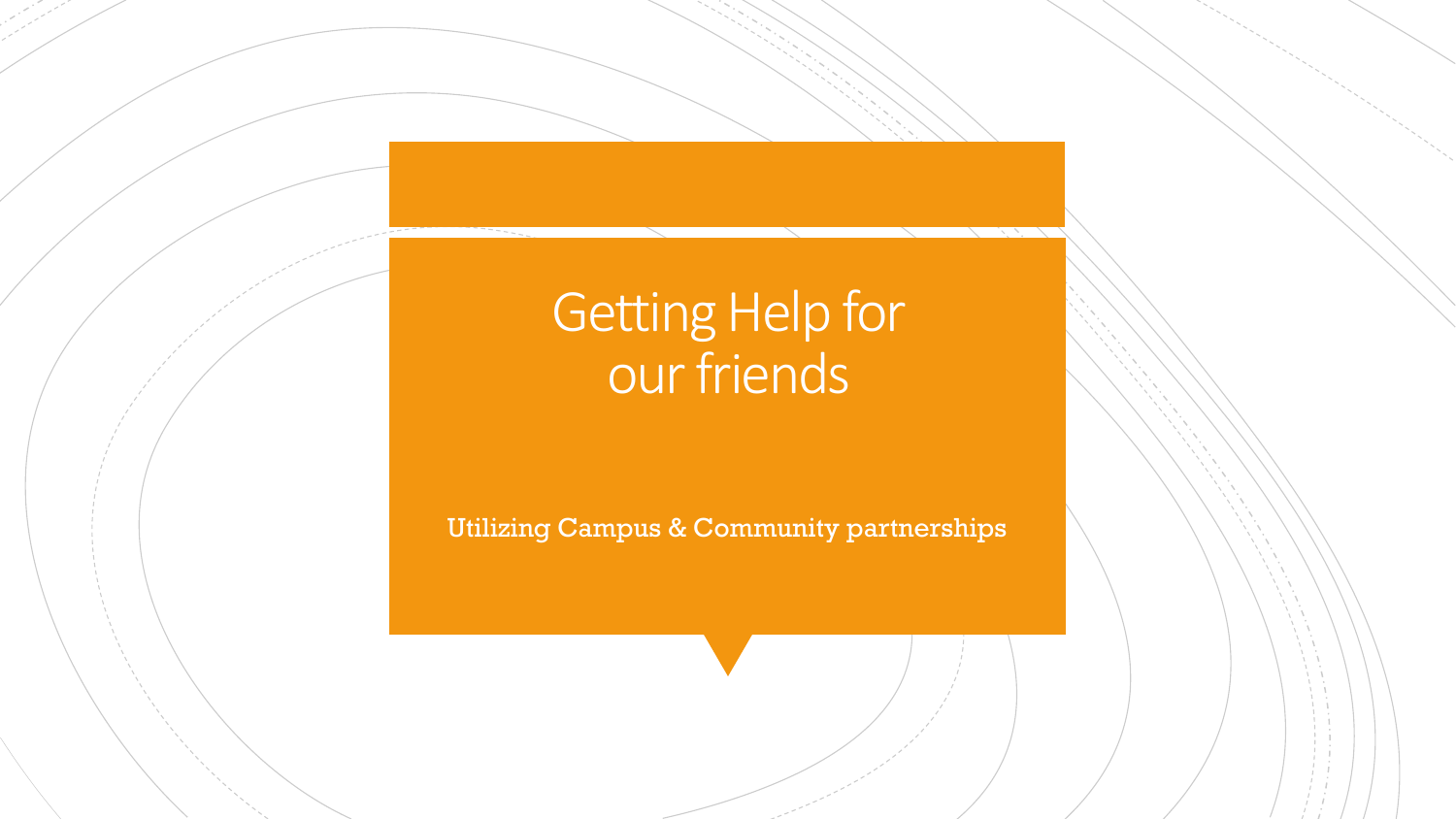# Getting Help for our friends

Utilizing Campus & Community partnerships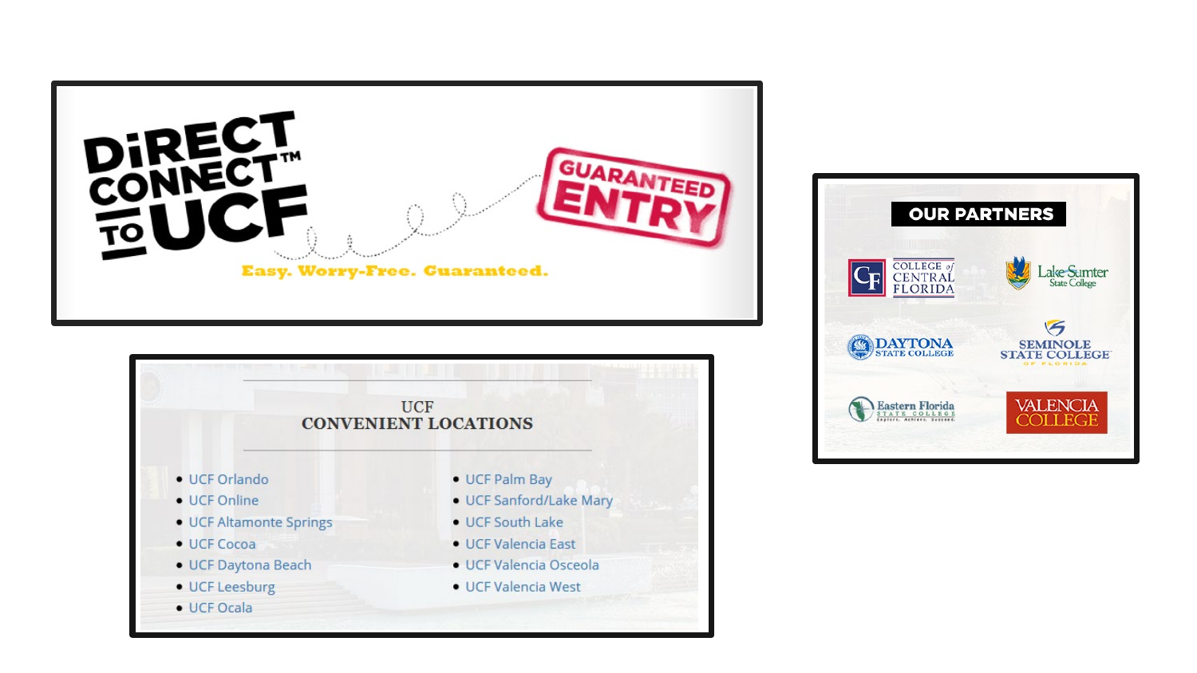# DiRECT CONNECT™ TO UCF

GUARANTEED ENTRY

Easy. Worry-Free. Guaranteed.

## UCF CONVENIENT LOCATIONS

- UCF Orlando
- UCF Online
- UCF Altamonte Springs
- UCF Cocoa
- UCF Daytona Beach
- UCF Leesburg
- UCF Ocala
- UCF Palm Bay
- UCF Sanford/Lake Mary
- UCF South Lake
- UCF Valencia East
- UCF Valencia Osceola
- UCF Valencia West

## OUR PARTNERS

- College of Central Florida
- Lake-Sumter State College
- Daytona State College
- Seminole State College of Florida
- Eastern Florida State College
- Valencia College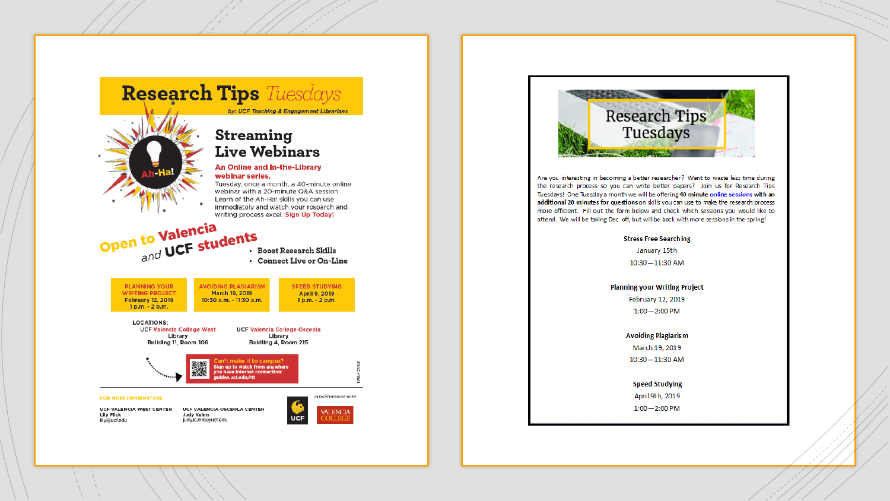# Research Tips *Tuesdays*

*by: UCF Teaching & Engagement Librarians*

Ah-Ha!

## Streaming Live Webinars

**An Online and In-the-Library webinar series.**

Tuesday, once a month, a 40-minute online webinar with a 20-minute Q&A session. Learn of the Ah-Ha! skills you can use immediately and watch your research and writing process excel. **Sign Up Today!**

**Open to Valencia and UCF students**

- Boost Research Skills
- Connect Live or On-Line

| PLANNING YOUR WRITING PROJECT | AVOIDING PLAGIARISM | SPEED STUDYING |
|---|---|---|
| February 12, 2019<br>1 p.m. - 2 p.m. | March 19, 2019<br>10:30 a.m. - 11:30 a.m. | April 9, 2019<br>1 p.m. - 2 p.m. |

**LOCATIONS:**

UCF Valencia College West
Library
Building 11, Room 106

UCF Valencia College Osceola
Library
Building 4, Room 215

**Can't make it to campus?**
Sign up to watch from anywhere you have internet connection: guides.ucf.edu/rtt

FOR MORE INFORMATION:

UCF VALENCIA WEST CENTER
Lilly Flick
lilly@ucf.edu

UCF VALENCIA OSCEOLA CENTER
Judy Kuhns
judy.kuhns@ucf.edu

IN PARTNERSHIP WITH

UCF

VALENCIA COLLEGE

---

# Research Tips Tuesdays

Are you interesting in becoming a better researcher? Want to waste less time during the research process so you can write better papers? Join us for Research Tips Tuesdays! One Tuesday a month we will be offering **40 minute** online sessions **with an additional 20 minutes for questions** on skills you can use to make the research process more efficient. Fill out the form below and check which sessions you would like to attend. We will be taking Dec. off, but will be back with more sessions in the spring!

**Stress Free Searching**
January 15th
10:30—11:30 AM

**Planning your Writing Project**
February 12, 2019
1:00—2:00 PM

**Avoiding Plagiarism**
March 19, 2019
10:30—11:30 AM

**Speed Studying**
April 9th, 2019
1:00—2:00 PM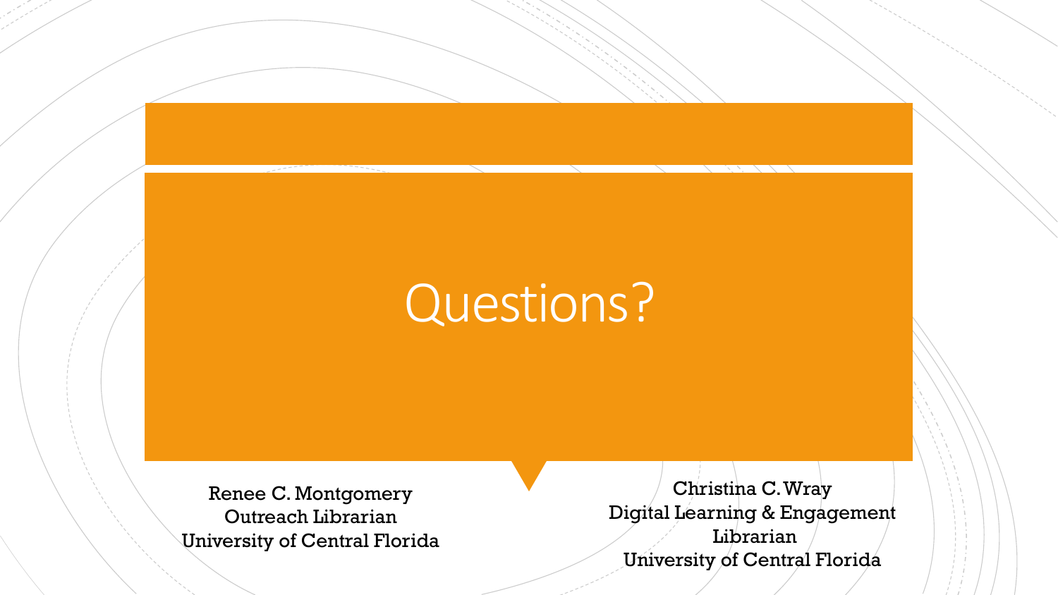# Questions?

Renee C. Montgomery
Outreach Librarian
University of Central Florida

Christina C. Wray
Digital Learning & Engagement Librarian
University of Central Florida